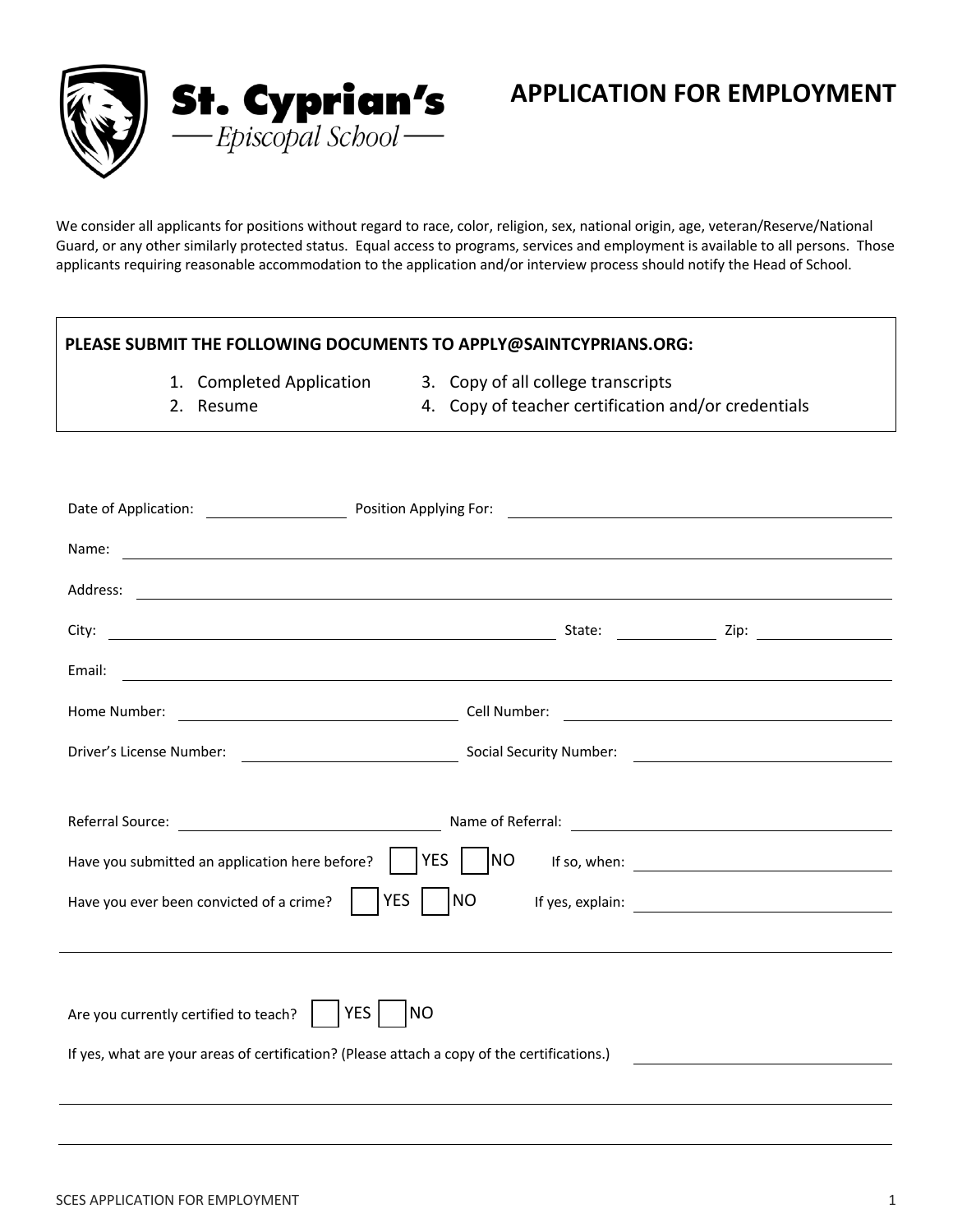**St. Cyprian's**
Episcopal School

# APPLICATION FOR EMPLOYMENT

We consider all applicants for positions without regard to race, color, religion, sex, national origin, age, veteran/Reserve/National Guard, or any other similarly protected status. Equal access to programs, services and employment is available to all persons. Those applicants requiring reasonable accommodation to the application and/or interview process should notify the Head of School.

**PLEASE SUBMIT THE FOLLOWING DOCUMENTS TO APPLY@SAINTCYPRIANS.ORG:**

1. Completed Application
2. Resume
3. Copy of all college transcripts
4. Copy of teacher certification and/or credentials

Date of Application: ______________ Position Applying For: ______________________________

Name: ______________________________________________________________

Address: ______________________________________________________________

City: ______________________________ State: __________ Zip: ______________

Email: ______________________________________________________________

Home Number: ______________________ Cell Number: ______________________

Driver's License Number: ______________________ Social Security Number: ______________________

Referral Source: ______________________ Name of Referral: ______________________

Have you submitted an application here before? ☐ YES ☐ NO If so, when: ______________________

Have you ever been convicted of a crime? ☐ YES ☐ NO If yes, explain: ______________________

______________________________________________________________

Are you currently certified to teach? ☐ YES ☐ NO

If yes, what are your areas of certification? (Please attach a copy of the certifications.) ______________________

______________________________________________________________

______________________________________________________________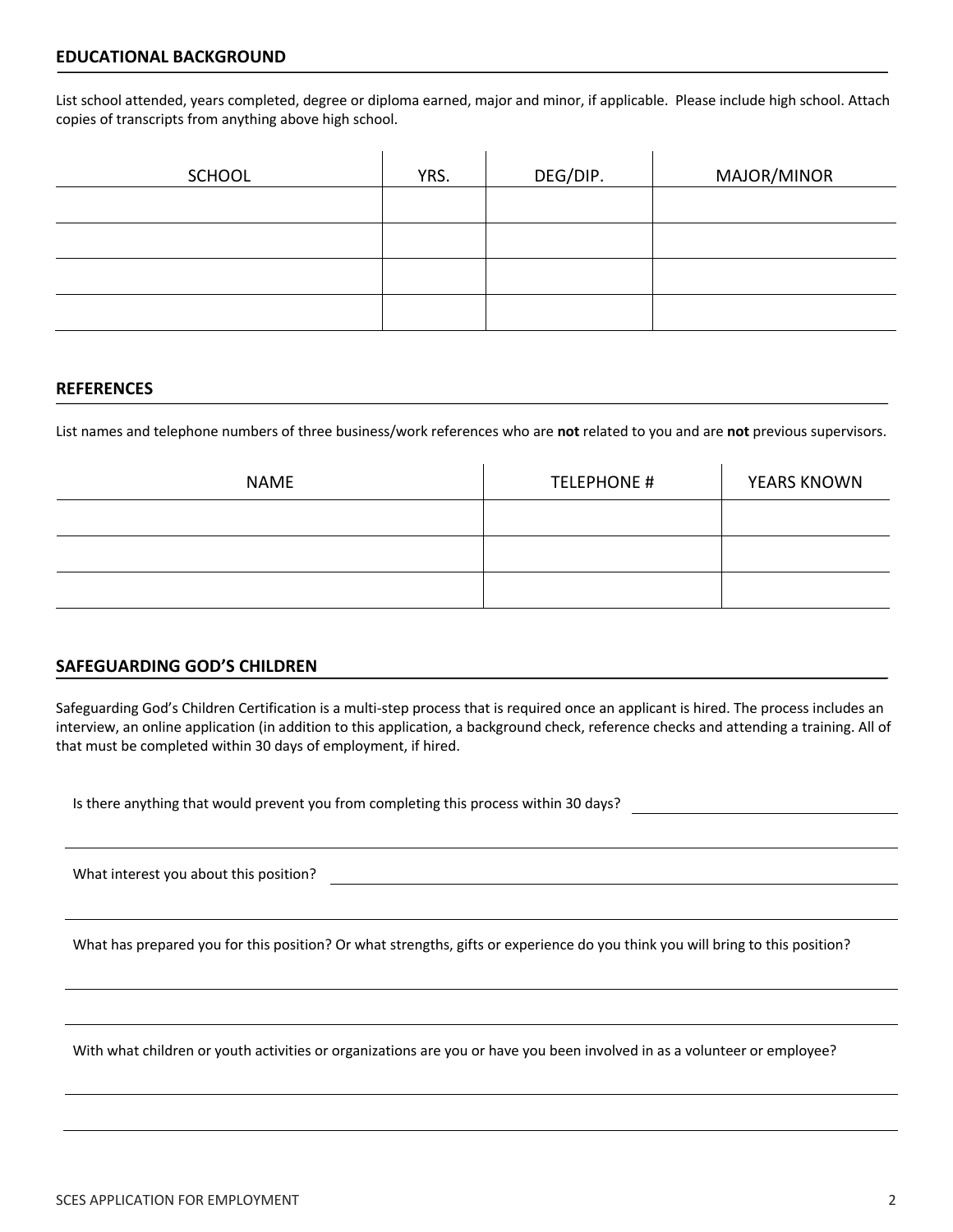## EDUCATIONAL BACKGROUND

List school attended, years completed, degree or diploma earned, major and minor, if applicable. Please include high school. Attach copies of transcripts from anything above high school.

| SCHOOL | YRS. | DEG/DIP. | MAJOR/MINOR |
|---|---|---|---|
| | | | |
| | | | |
| | | | |
| | | | |

## REFERENCES

List names and telephone numbers of three business/work references who are **not** related to you and are **not** previous supervisors.

| NAME | TELEPHONE # | YEARS KNOWN |
|---|---|---|
| | | |
| | | |
| | | |

## SAFEGUARDING GOD'S CHILDREN

Safeguarding God's Children Certification is a multi-step process that is required once an applicant is hired. The process includes an interview, an online application (in addition to this application, a background check, reference checks and attending a training. All of that must be completed within 30 days of employment, if hired.

Is there anything that would prevent you from completing this process within 30 days? \_\_\_\_\_\_\_\_\_\_\_\_\_\_\_\_\_\_\_\_

\_\_\_\_\_\_\_\_\_\_\_\_\_\_\_\_\_\_\_\_\_\_\_\_\_\_\_\_\_\_\_\_\_\_\_\_\_\_\_\_

What interest you about this position? \_\_\_\_\_\_\_\_\_\_\_\_\_\_\_\_\_\_\_\_\_\_\_\_\_\_\_\_\_\_

\_\_\_\_\_\_\_\_\_\_\_\_\_\_\_\_\_\_\_\_\_\_\_\_\_\_\_\_\_\_\_\_\_\_\_\_\_\_\_\_

What has prepared you for this position? Or what strengths, gifts or experience do you think you will bring to this position?

\_\_\_\_\_\_\_\_\_\_\_\_\_\_\_\_\_\_\_\_\_\_\_\_\_\_\_\_\_\_\_\_\_\_\_\_\_\_\_\_

\_\_\_\_\_\_\_\_\_\_\_\_\_\_\_\_\_\_\_\_\_\_\_\_\_\_\_\_\_\_\_\_\_\_\_\_\_\_\_\_

With what children or youth activities or organizations are you or have you been involved in as a volunteer or employee?

\_\_\_\_\_\_\_\_\_\_\_\_\_\_\_\_\_\_\_\_\_\_\_\_\_\_\_\_\_\_\_\_\_\_\_\_\_\_\_\_

\_\_\_\_\_\_\_\_\_\_\_\_\_\_\_\_\_\_\_\_\_\_\_\_\_\_\_\_\_\_\_\_\_\_\_\_\_\_\_\_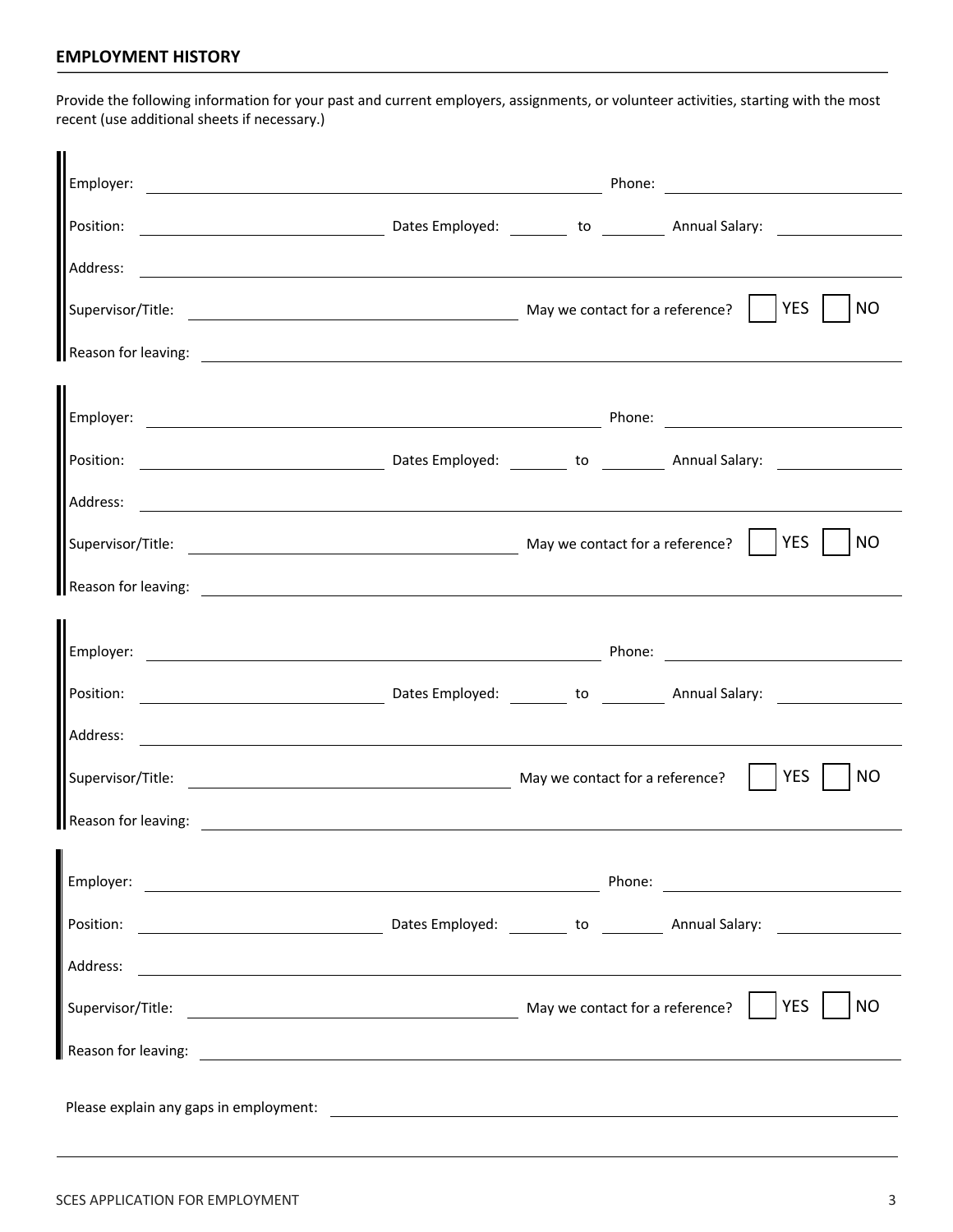## EMPLOYMENT HISTORY

Provide the following information for your past and current employers, assignments, or volunteer activities, starting with the most recent (use additional sheets if necessary.)

Employer: ______________________________ Phone: ______________

Position: ______________ Dates Employed: ______ to ______ Annual Salary: ______________

Address: ______________________________

Supervisor/Title: ______________________________ May we contact for a reference? ☐ YES ☐ NO

Reason for leaving: ______________________________

Employer: ______________________________ Phone: ______________

Position: ______________ Dates Employed: ______ to ______ Annual Salary: ______________

Address: ______________________________

Supervisor/Title: ______________________________ May we contact for a reference? ☐ YES ☐ NO

Reason for leaving: ______________________________

Employer: ______________________________ Phone: ______________

Position: ______________ Dates Employed: ______ to ______ Annual Salary: ______________

Address: ______________________________

Supervisor/Title: ______________________________ May we contact for a reference? ☐ YES ☐ NO

Reason for leaving: ______________________________

Employer: ______________________________ Phone: ______________

Position: ______________ Dates Employed: ______ to ______ Annual Salary: ______________

Address: ______________________________

Supervisor/Title: ______________________________ May we contact for a reference? ☐ YES ☐ NO

Reason for leaving: ______________________________

Please explain any gaps in employment: ______________________________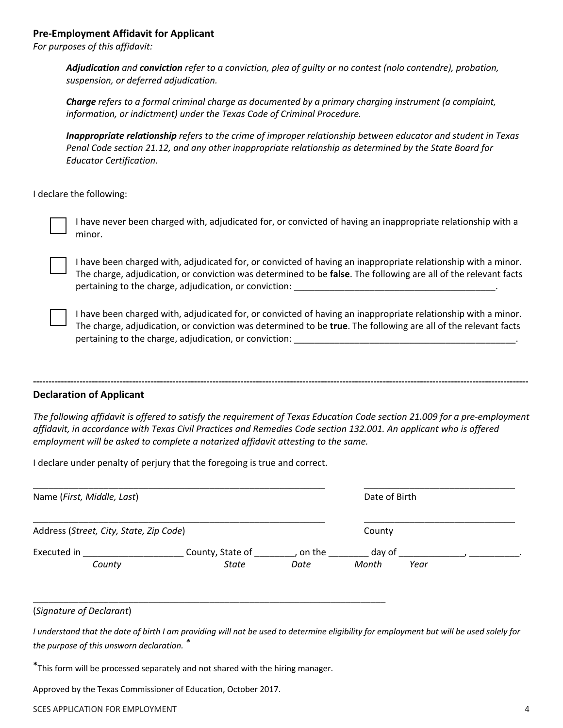## Pre-Employment Affidavit for Applicant

*For purposes of this affidavit:*

> ***Adjudication** and **conviction** refer to a conviction, plea of guilty or no contest (nolo contendre), probation, suspension, or deferred adjudication.*
>
> ***Charge** refers to a formal criminal charge as documented by a primary charging instrument (a complaint, information, or indictment) under the Texas Code of Criminal Procedure.*
>
> ***Inappropriate relationship** refers to the crime of improper relationship between educator and student in Texas Penal Code section 21.12, and any other inappropriate relationship as determined by the State Board for Educator Certification.*

I declare the following:

- ☐ I have never been charged with, adjudicated for, or convicted of having an inappropriate relationship with a minor.

- ☐ I have been charged with, adjudicated for, or convicted of having an inappropriate relationship with a minor. The charge, adjudication, or conviction was determined to be **false**. The following are all of the relevant facts pertaining to the charge, adjudication, or conviction: ________________________________________.

- ☐ I have been charged with, adjudicated for, or convicted of having an inappropriate relationship with a minor. The charge, adjudication, or conviction was determined to be **true**. The following are all of the relevant facts pertaining to the charge, adjudication, or conviction: _____________________________________________.

---

## Declaration of Applicant

*The following affidavit is offered to satisfy the requirement of Texas Education Code section 21.009 for a pre-employment affidavit, in accordance with Texas Civil Practices and Remedies Code section 132.001. An applicant who is offered employment will be asked to complete a notarized affidavit attesting to the same.*

I declare under penalty of perjury that the foregoing is true and correct.

_____________________________________________________________ ______________________________

Name (*First, Middle, Last*) Date of Birth

_____________________________________________________________ ______________________________

Address (*Street, City, State, Zip Code*) County

Executed in ____________________ County, State of ________, on the ________ day of _____________, __________.

*County* *State* *Date* *Month* *Year*

_________________________________________________________________________

(*Signature of Declarant*)

*I understand that the date of birth I am providing will not be used to determine eligibility for employment but will be used solely for the purpose of this unsworn declaration.* *

*This form will be processed separately and not shared with the hiring manager.

Approved by the Texas Commissioner of Education, October 2017.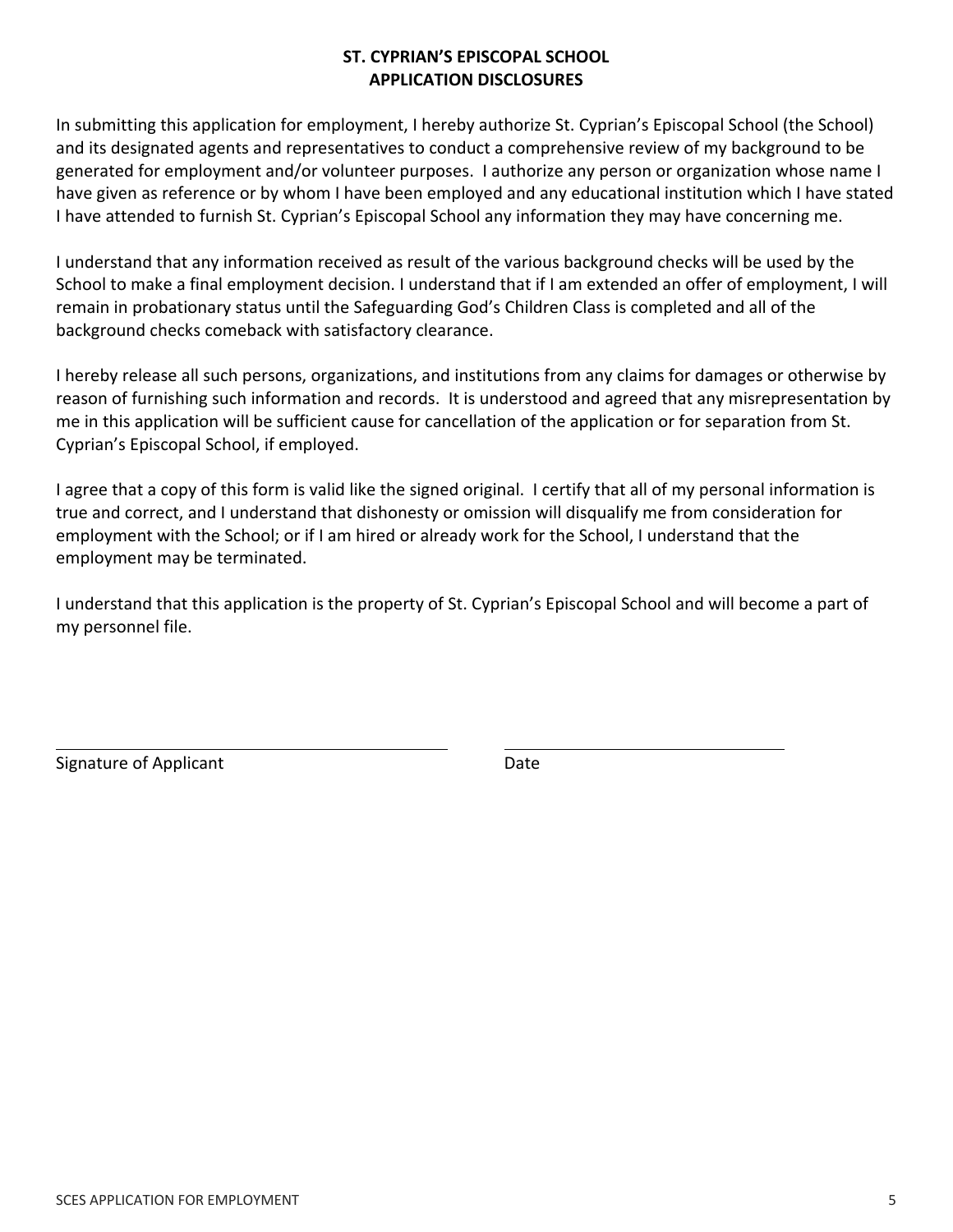# ST. CYPRIAN'S EPISCOPAL SCHOOL
## APPLICATION DISCLOSURES

In submitting this application for employment, I hereby authorize St. Cyprian's Episcopal School (the School) and its designated agents and representatives to conduct a comprehensive review of my background to be generated for employment and/or volunteer purposes. I authorize any person or organization whose name I have given as reference or by whom I have been employed and any educational institution which I have stated I have attended to furnish St. Cyprian's Episcopal School any information they may have concerning me.

I understand that any information received as result of the various background checks will be used by the School to make a final employment decision. I understand that if I am extended an offer of employment, I will remain in probationary status until the Safeguarding God's Children Class is completed and all of the background checks comeback with satisfactory clearance.

I hereby release all such persons, organizations, and institutions from any claims for damages or otherwise by reason of furnishing such information and records. It is understood and agreed that any misrepresentation by me in this application will be sufficient cause for cancellation of the application or for separation from St. Cyprian's Episcopal School, if employed.

I agree that a copy of this form is valid like the signed original. I certify that all of my personal information is true and correct, and I understand that dishonesty or omission will disqualify me from consideration for employment with the School; or if I am hired or already work for the School, I understand that the employment may be terminated.

I understand that this application is the property of St. Cyprian's Episcopal School and will become a part of my personnel file.

\_\_\_\_\_\_\_\_\_\_\_\_\_\_\_\_\_\_\_\_\_\_\_\_\_\_\_\_\_\_\_\_\_\_\_\_\_\_\_\_ \_\_\_\_\_\_\_\_\_\_\_\_\_\_\_\_\_\_\_\_\_\_\_\_\_\_\_\_\_\_

Signature of Applicant Date